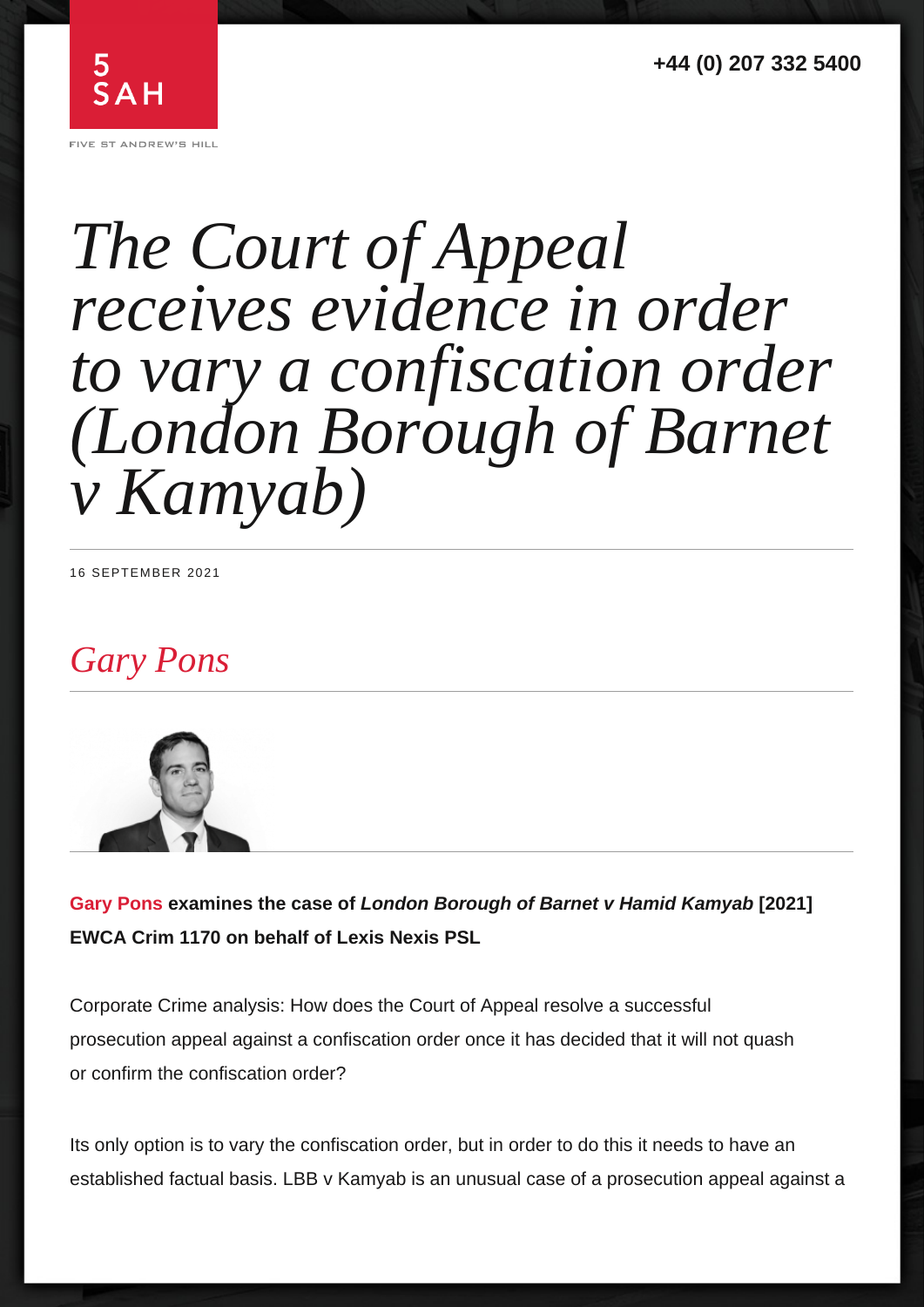5 SAH

FIVE ST ANDREW'S HILL

+44 (0) 207 332 5400

# *The Court of Appeal receives evidence in order to vary a confiscation order (London Borough of Barnet v Kamyab)*

16 SEPTEMBER 2021

## *Gary Pons*

**Gary Pons examines the case of *London Borough of Barnet v Hamid Kamyab* [2021] EWCA Crim 1170 on behalf of Lexis Nexis PSL**

Corporate Crime analysis: How does the Court of Appeal resolve a successful prosecution appeal against a confiscation order once it has decided that it will not quash or confirm the confiscation order?

Its only option is to vary the confiscation order, but in order to do this it needs to have an established factual basis. LBB v Kamyab is an unusual case of a prosecution appeal against a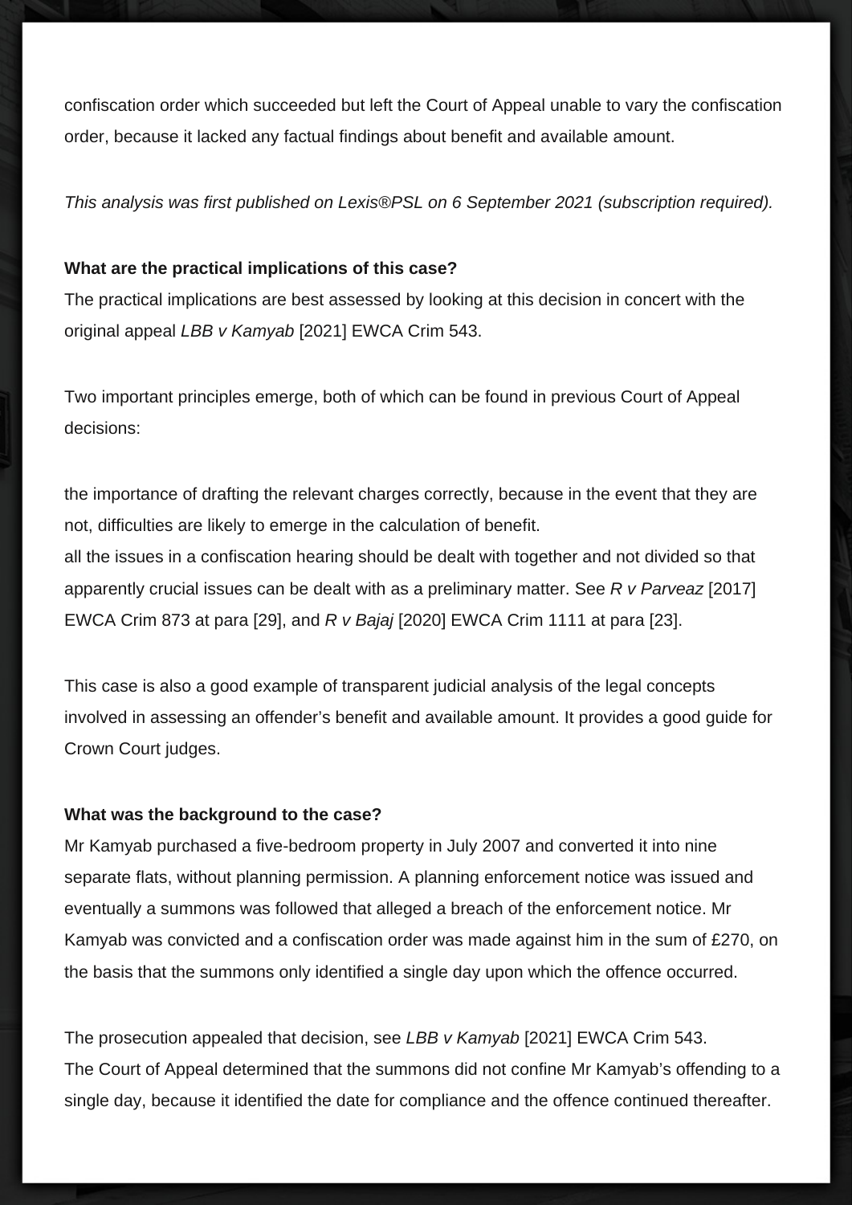confiscation order which succeeded but left the Court of Appeal unable to vary the confiscation order, because it lacked any factual findings about benefit and available amount.

*This analysis was first published on Lexis®PSL on 6 September 2021 (subscription required).*

**What are the practical implications of this case?**

The practical implications are best assessed by looking at this decision in concert with the original appeal *LBB v Kamyab* [2021] EWCA Crim 543.

Two important principles emerge, both of which can be found in previous Court of Appeal decisions:

- the importance of drafting the relevant charges correctly, because in the event that they are not, difficulties are likely to emerge in the calculation of benefit.
- all the issues in a confiscation hearing should be dealt with together and not divided so that apparently crucial issues can be dealt with as a preliminary matter. See *R v Parveaz* [2017] EWCA Crim 873 at para [29], and *R v Bajaj* [2020] EWCA Crim 1111 at para [23].

This case is also a good example of transparent judicial analysis of the legal concepts involved in assessing an offender's benefit and available amount. It provides a good guide for Crown Court judges.

**What was the background to the case?**

Mr Kamyab purchased a five-bedroom property in July 2007 and converted it into nine separate flats, without planning permission. A planning enforcement notice was issued and eventually a summons was followed that alleged a breach of the enforcement notice. Mr Kamyab was convicted and a confiscation order was made against him in the sum of £270, on the basis that the summons only identified a single day upon which the offence occurred.

The prosecution appealed that decision, see *LBB v Kamyab* [2021] EWCA Crim 543.
The Court of Appeal determined that the summons did not confine Mr Kamyab's offending to a single day, because it identified the date for compliance and the offence continued thereafter.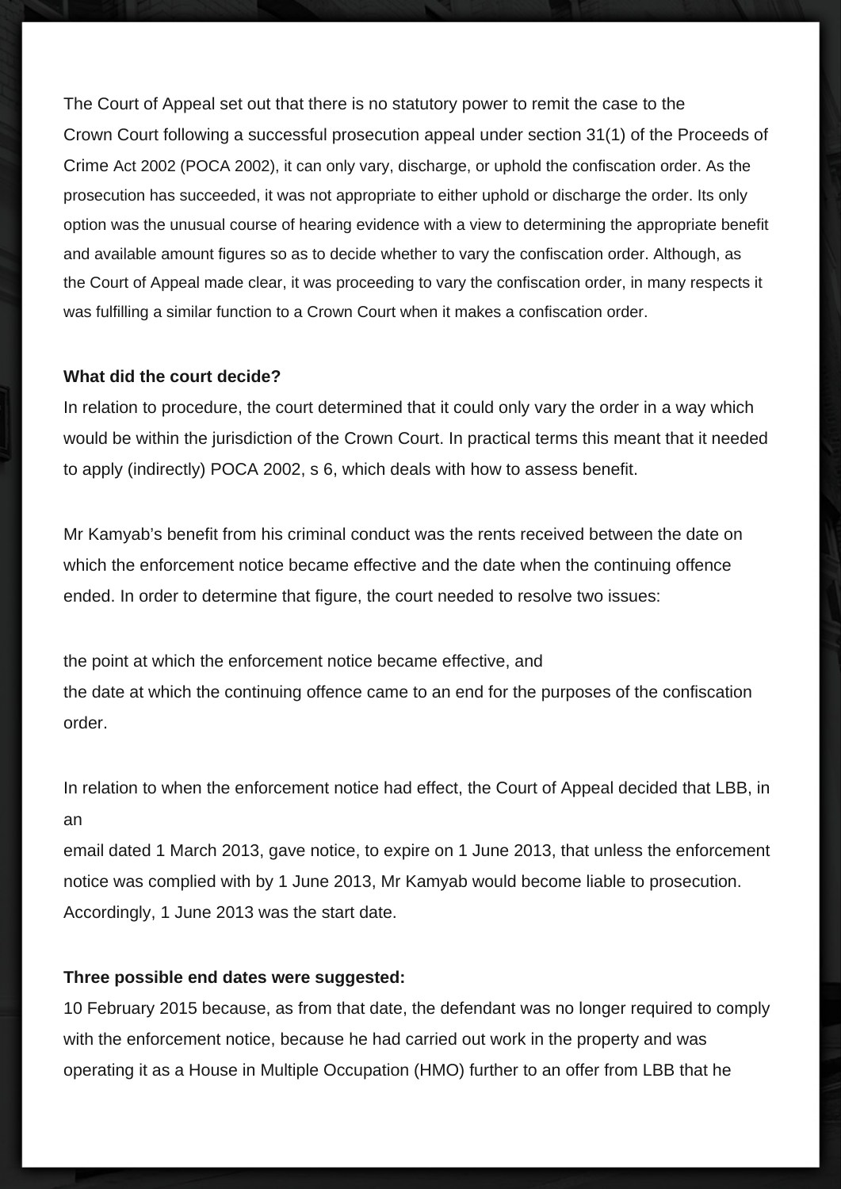The Court of Appeal set out that there is no statutory power to remit the case to the Crown Court following a successful prosecution appeal under section 31(1) of the Proceeds of Crime Act 2002 (POCA 2002), it can only vary, discharge, or uphold the confiscation order. As the prosecution has succeeded, it was not appropriate to either uphold or discharge the order. Its only option was the unusual course of hearing evidence with a view to determining the appropriate benefit and available amount figures so as to decide whether to vary the confiscation order. Although, as the Court of Appeal made clear, it was proceeding to vary the confiscation order, in many respects it was fulfilling a similar function to a Crown Court when it makes a confiscation order.

**What did the court decide?**

In relation to procedure, the court determined that it could only vary the order in a way which would be within the jurisdiction of the Crown Court. In practical terms this meant that it needed to apply (indirectly) POCA 2002, s 6, which deals with how to assess benefit.

Mr Kamyab's benefit from his criminal conduct was the rents received between the date on which the enforcement notice became effective and the date when the continuing offence ended. In order to determine that figure, the court needed to resolve two issues:

- the point at which the enforcement notice became effective, and
- the date at which the continuing offence came to an end for the purposes of the confiscation order.

In relation to when the enforcement notice had effect, the Court of Appeal decided that LBB, in an email dated 1 March 2013, gave notice, to expire on 1 June 2013, that unless the enforcement notice was complied with by 1 June 2013, Mr Kamyab would become liable to prosecution. Accordingly, 1 June 2013 was the start date.

**Three possible end dates were suggested:**

10 February 2015 because, as from that date, the defendant was no longer required to comply with the enforcement notice, because he had carried out work in the property and was operating it as a House in Multiple Occupation (HMO) further to an offer from LBB that he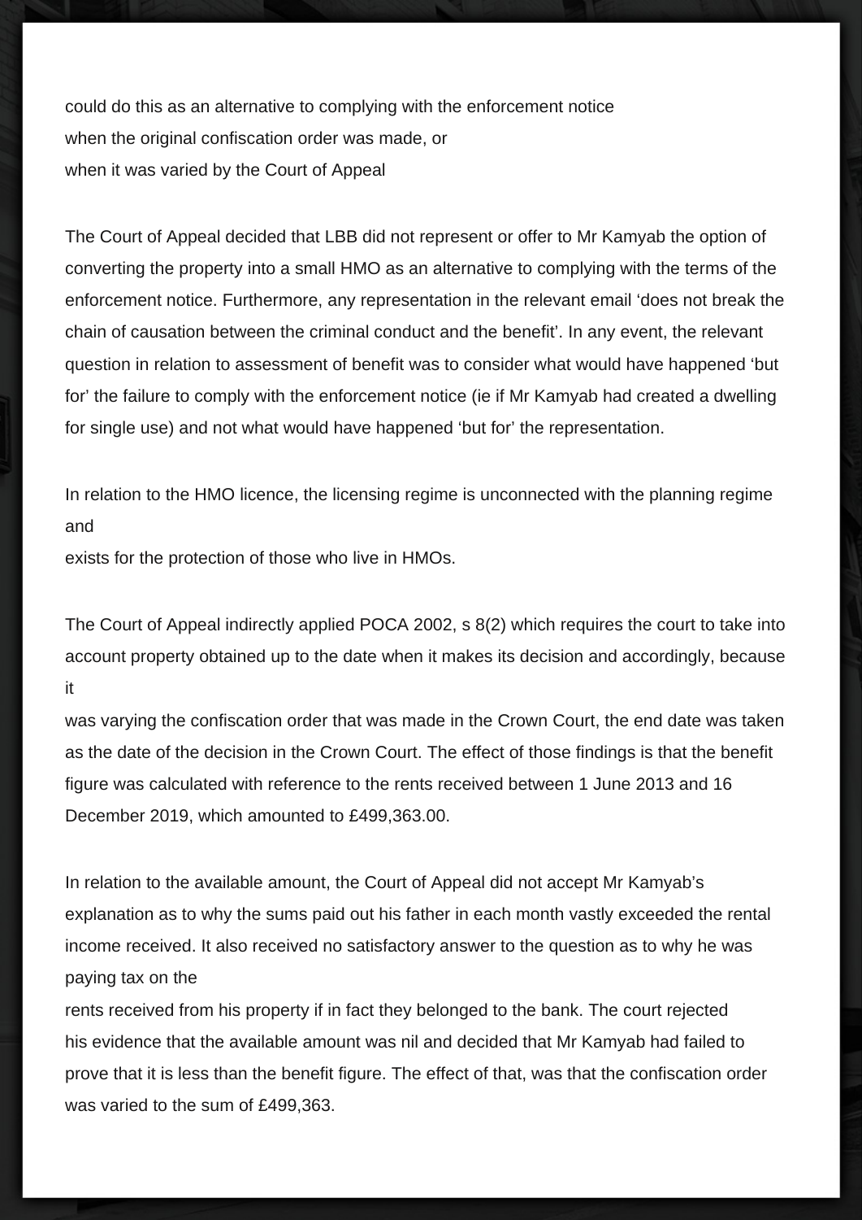could do this as an alternative to complying with the enforcement notice
when the original confiscation order was made, or
when it was varied by the Court of Appeal

The Court of Appeal decided that LBB did not represent or offer to Mr Kamyab the option of converting the property into a small HMO as an alternative to complying with the terms of the enforcement notice. Furthermore, any representation in the relevant email 'does not break the chain of causation between the criminal conduct and the benefit'. In any event, the relevant question in relation to assessment of benefit was to consider what would have happened 'but for' the failure to comply with the enforcement notice (ie if Mr Kamyab had created a dwelling for single use) and not what would have happened 'but for' the representation.

In relation to the HMO licence, the licensing regime is unconnected with the planning regime and
exists for the protection of those who live in HMOs.

The Court of Appeal indirectly applied POCA 2002, s 8(2) which requires the court to take into account property obtained up to the date when it makes its decision and accordingly, because it
was varying the confiscation order that was made in the Crown Court, the end date was taken as the date of the decision in the Crown Court. The effect of those findings is that the benefit figure was calculated with reference to the rents received between 1 June 2013 and 16 December 2019, which amounted to £499,363.00.

In relation to the available amount, the Court of Appeal did not accept Mr Kamyab's explanation as to why the sums paid out his father in each month vastly exceeded the rental income received. It also received no satisfactory answer to the question as to why he was paying tax on the
rents received from his property if in fact they belonged to the bank. The court rejected his evidence that the available amount was nil and decided that Mr Kamyab had failed to prove that it is less than the benefit figure. The effect of that, was that the confiscation order was varied to the sum of £499,363.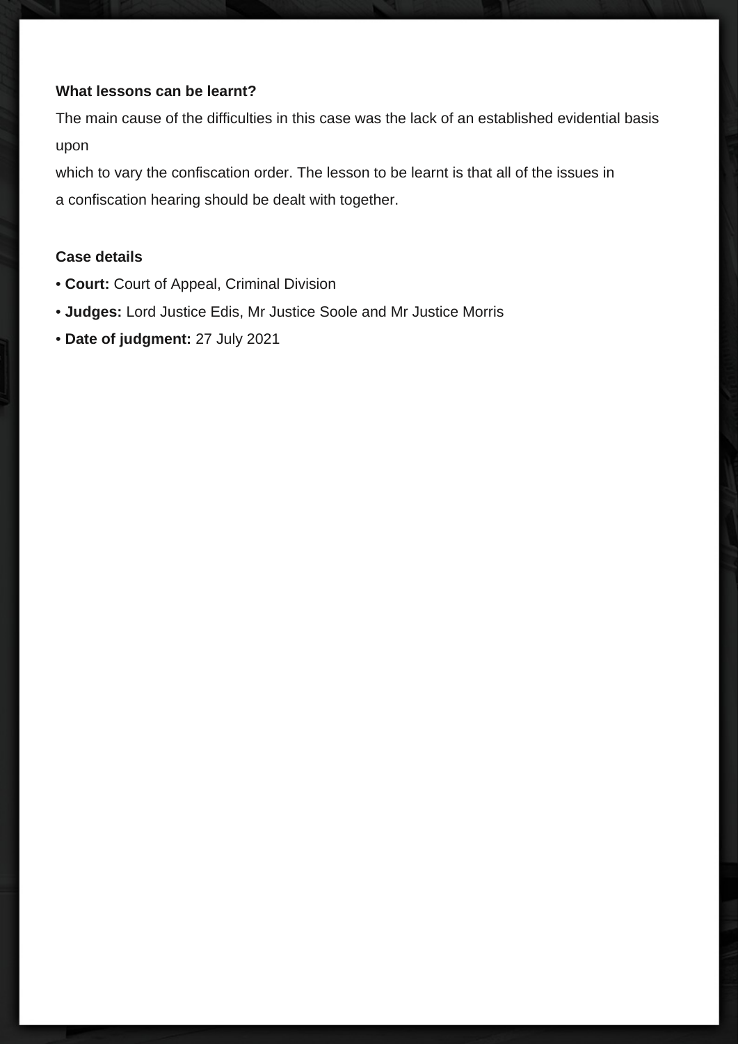**What lessons can be learnt?**

The main cause of the difficulties in this case was the lack of an established evidential basis upon which to vary the confiscation order. The lesson to be learnt is that all of the issues in a confiscation hearing should be dealt with together.

**Case details**

- **Court:** Court of Appeal, Criminal Division
- **Judges:** Lord Justice Edis, Mr Justice Soole and Mr Justice Morris
- **Date of judgment:** 27 July 2021